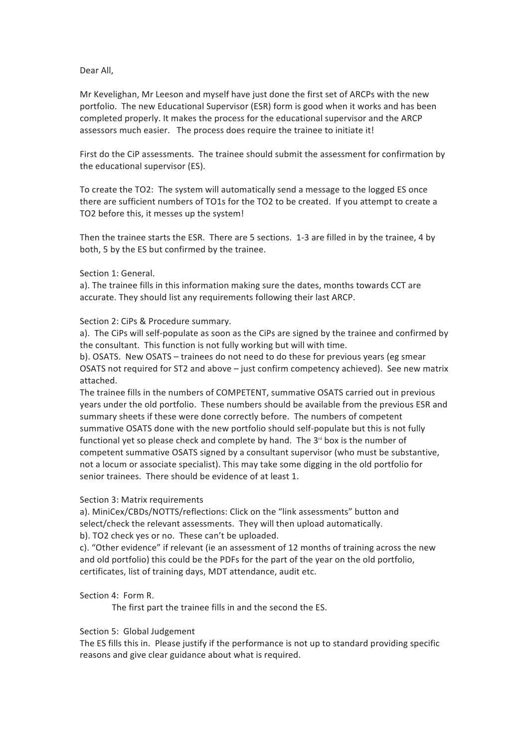Dear All,

Mr Kevelighan, Mr Leeson and myself have just done the first set of ARCPs with the new portfolio. The new Educational Supervisor (ESR) form is good when it works and has been completed properly. It makes the process for the educational supervisor and the ARCP assessors much easier. The process does require the trainee to initiate it!

First do the CiP assessments. The trainee should submit the assessment for confirmation by the educational supervisor (ES).

To create the TO2: The system will automatically send a message to the logged ES once there are sufficient numbers of TO1s for the TO2 to be created. If you attempt to create a TO2 before this, it messes up the system!

Then the trainee starts the ESR. There are 5 sections. 1-3 are filled in by the trainee, 4 by both, 5 by the ES but confirmed by the trainee.

Section 1: General.

a). The trainee fills in this information making sure the dates, months towards CCT are accurate. They should list any requirements following their last ARCP.

Section 2: CiPs & Procedure summary.

a). The CiPs will self-populate as soon as the CiPs are signed by the trainee and confirmed by the consultant. This function is not fully working but will with time.

b). OSATS. New OSATS – trainees do not need to do these for previous years (eg smear OSATS not required for ST2 and above – just confirm competency achieved). See new matrix attached.

The trainee fills in the numbers of COMPETENT, summative OSATS carried out in previous years under the old portfolio. These numbers should be available from the previous ESR and summary sheets if these were done correctly before. The numbers of competent summative OSATS done with the new portfolio should self-populate but this is not fully functional yet so please check and complete by hand. The 3rd box is the number of competent summative OSATS signed by a consultant supervisor (who must be substantive, not a locum or associate specialist). This may take some digging in the old portfolio for senior trainees. There should be evidence of at least 1.

Section 3: Matrix requirements

a). MiniCex/CBDs/NOTTS/reflections: Click on the "link assessments" button and select/check the relevant assessments. They will then upload automatically.

b). TO2 check yes or no. These can't be uploaded.

c). "Other evidence" if relevant (ie an assessment of 12 months of training across the new and old portfolio) this could be the PDFs for the part of the year on the old portfolio, certificates, list of training days, MDT attendance, audit etc.

Section 4: Form R.

The first part the trainee fills in and the second the ES.

Section 5: Global Judgement

The ES fills this in. Please justify if the performance is not up to standard providing specific reasons and give clear guidance about what is required.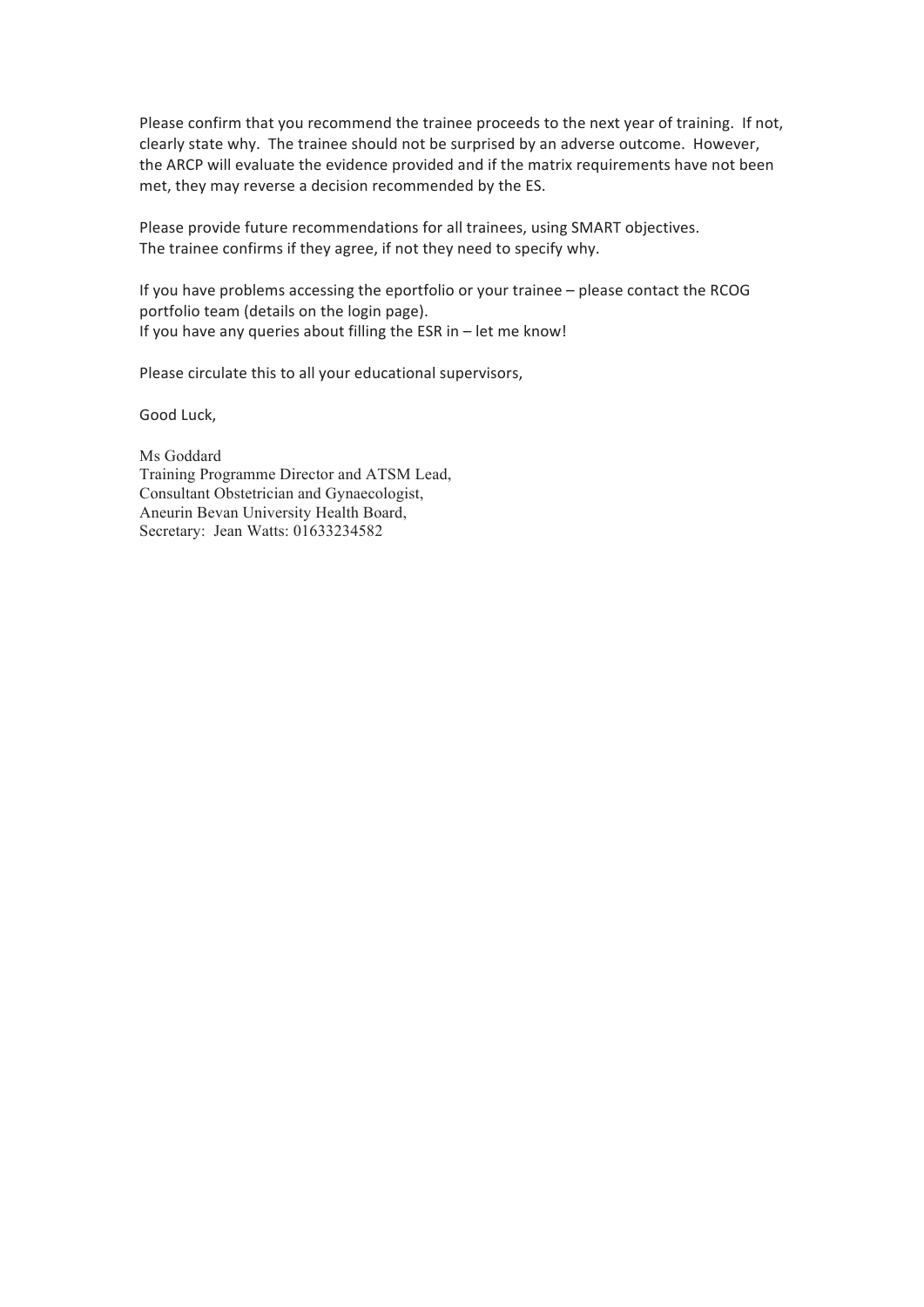Please confirm that you recommend the trainee proceeds to the next year of training. If not, clearly state why. The trainee should not be surprised by an adverse outcome. However, the ARCP will evaluate the evidence provided and if the matrix requirements have not been met, they may reverse a decision recommended by the ES.

Please provide future recommendations for all trainees, using SMART objectives.
The trainee confirms if they agree, if not they need to specify why.

If you have problems accessing the eportfolio or your trainee – please contact the RCOG portfolio team (details on the login page).
If you have any queries about filling the ESR in – let me know!

Please circulate this to all your educational supervisors,

Good Luck,

Ms Goddard
Training Programme Director and ATSM Lead,
Consultant Obstetrician and Gynaecologist,
Aneurin Bevan University Health Board,
Secretary: Jean Watts: 01633234582